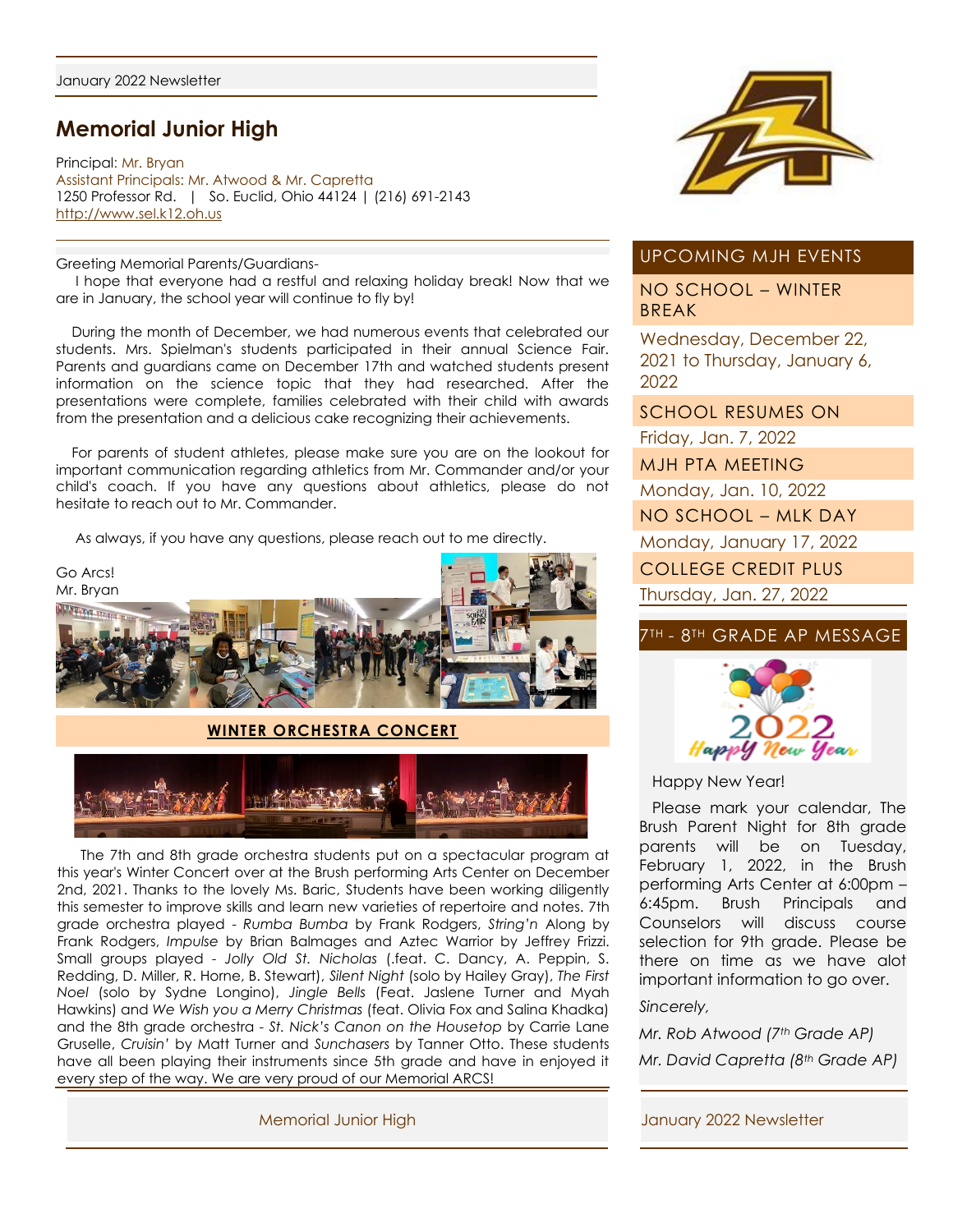# Memorial Junior High

Principal: Mr. Bryan
Assistant Principals: Mr. Atwood & Mr. Capretta
1250 Professor Rd. | So. Euclid, Ohio 44124 | (216) 691-2143
http://www.sel.k12.oh.us

Greeting Memorial Parents/Guardians-

I hope that everyone had a restful and relaxing holiday break! Now that we are in January, the school year will continue to fly by!

During the month of December, we had numerous events that celebrated our students. Mrs. Spielman's students participated in their annual Science Fair. Parents and guardians came on December 17th and watched students present information on the science topic that they had researched. After the presentations were complete, families celebrated with their child with awards from the presentation and a delicious cake recognizing their achievements.

For parents of student athletes, please make sure you are on the lookout for important communication regarding athletics from Mr. Commander and/or your child's coach. If you have any questions about athletics, please do not hesitate to reach out to Mr. Commander.

As always, if you have any questions, please reach out to me directly.

Go Arcs!
Mr. Bryan

## WINTER ORCHESTRA CONCERT

The 7th and 8th grade orchestra students put on a spectacular program at this year's Winter Concert over at the Brush performing Arts Center on December 2nd, 2021. Thanks to the lovely Ms. Baric, Students have been working diligently this semester to improve skills and learn new varieties of repertoire and notes. 7th grade orchestra played - *Rumba Bumba* by Frank Rodgers, *String'n* Along by Frank Rodgers, *Impulse* by Brian Balmages and Aztec Warrior by Jeffrey Frizzi. Small groups played - *Jolly Old St. Nicholas* (.feat. C. Dancy, A. Peppin, S. Redding, D. Miller, R. Horne, B. Stewart), *Silent Night* (solo by Hailey Gray), *The First Noel* (solo by Sydne Longino), *Jingle Bells* (Feat. Jaslene Turner and Myah Hawkins) and *We Wish you a Merry Christmas* (feat. Olivia Fox and Salina Khadka) and the 8th grade orchestra - *St. Nick's Canon on the Housetop* by Carrie Lane Gruselle, *Cruisin'* by Matt Turner and *Sunchasers* by Tanner Otto. These students have all been playing their instruments since 5th grade and have in enjoyed it every step of the way. We are very proud of our Memorial ARCS!

## UPCOMING MJH EVENTS

**NO SCHOOL – WINTER BREAK**
Wednesday, December 22, 2021 to Thursday, January 6, 2022

**SCHOOL RESUMES ON**
Friday, Jan. 7, 2022

**MJH PTA MEETING**
Monday, Jan. 10, 2022

**NO SCHOOL – MLK DAY**
Monday, January 17, 2022

**COLLEGE CREDIT PLUS**
Thursday, Jan. 27, 2022

## 7TH - 8TH GRADE AP MESSAGE

Happy New Year!

Please mark your calendar, The Brush Parent Night for 8th grade parents will be on Tuesday, February 1, 2022, in the Brush performing Arts Center at 6:00pm – 6:45pm. Brush Principals and Counselors will discuss course selection for 9th grade. Please be there on time as we have alot important information to go over.

*Sincerely,*

*Mr. Rob Atwood (7th Grade AP)*

*Mr. David Capretta (8th Grade AP)*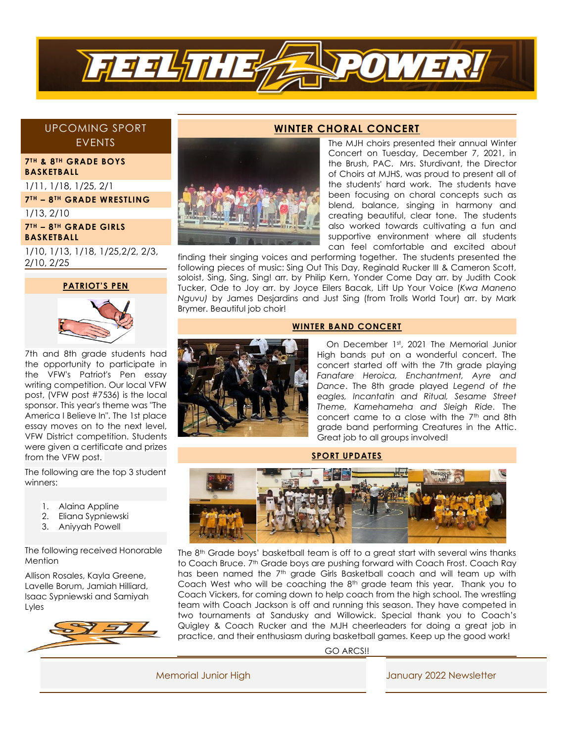# FEEL THE POWER!

## UPCOMING SPORT EVENTS

**7TH & 8TH GRADE BOYS BASKETBALL**

1/11, 1/18, 1/25, 2/1

**7TH – 8TH GRADE WRESTLING**

1/13, 2/10

**7TH – 8TH GRADE GIRLS BASKETBALL**

1/10, 1/13, 1/18, 1/25,2/2, 2/3, 2/10, 2/25

## PATRIOT'S PEN

7th and 8th grade students had the opportunity to participate in the VFW's Patriot's Pen essay writing competition. Our local VFW post, (VFW post #7536) is the local sponsor. This year's theme was "The America I Believe In". The 1st place essay moves on to the next level, VFW District competition. Students were given a certificate and prizes from the VFW post.

The following are the top 3 student winners:

1. Alaina Appline
2. Eliana Sypniewski
3. Aniyyah Powell

The following received Honorable Mention

Allison Rosales, Kayla Greene, Lavelle Borum, Jamiah Hilliard, Isaac Sypniewski and Samiyah Lyles

## WINTER CHORAL CONCERT

The MJH choirs presented their annual Winter Concert on Tuesday, December 7, 2021, in the Brush, PAC. Mrs. Sturdivant, the Director of Choirs at MJHS, was proud to present all of the students' hard work. The students have been focusing on choral concepts such as blend, balance, singing in harmony and creating beautiful, clear tone. The students also worked towards cultivating a fun and supportive environment where all students can feel comfortable and excited about finding their singing voices and performing together. The students presented the following pieces of music: Sing Out This Day, Reginald Rucker III & Cameron Scott, soloist, Sing, Sing, Sing! arr. by Philip Kern, Yonder Come Day arr. by Judith Cook Tucker, Ode to Joy arr. by Joyce Eilers Bacak, Lift Up Your Voice (*Kwa Maneno Nguvu)* by James Desjardins and Just Sing (from Trolls World Tour) arr. by Mark Brymer. Beautiful job choir!

## WINTER BAND CONCERT

On December 1st, 2021 The Memorial Junior High bands put on a wonderful concert. The concert started off with the 7th grade playing *Fanafare Heroica, Enchantment, Ayre and Dance*. The 8th grade played *Legend of the eagles, Incantatin and Ritual, Sesame Street Theme, Kamehameha and Sleigh Ride*. The concert came to a close with the 7th and 8th grade band performing Creatures in the Attic. Great job to all groups involved!

## SPORT UPDATES

The 8th Grade boys' basketball team is off to a great start with several wins thanks to Coach Bruce. 7th Grade boys are pushing forward with Coach Frost. Coach Ray has been named the 7th grade Girls Basketball coach and will team up with Coach West who will be coaching the 8th grade team this year. Thank you to Coach Vickers, for coming down to help coach from the high school. The wrestling team with Coach Jackson is off and running this season. They have competed in two tournaments at Sandusky and Willowick. Special thank you to Coach's Quigley & Coach Rucker and the MJH cheerleaders for doing a great job in practice, and their enthusiasm during basketball games. Keep up the good work!

GO ARCS!!

Memorial Junior High — January 2022 Newsletter